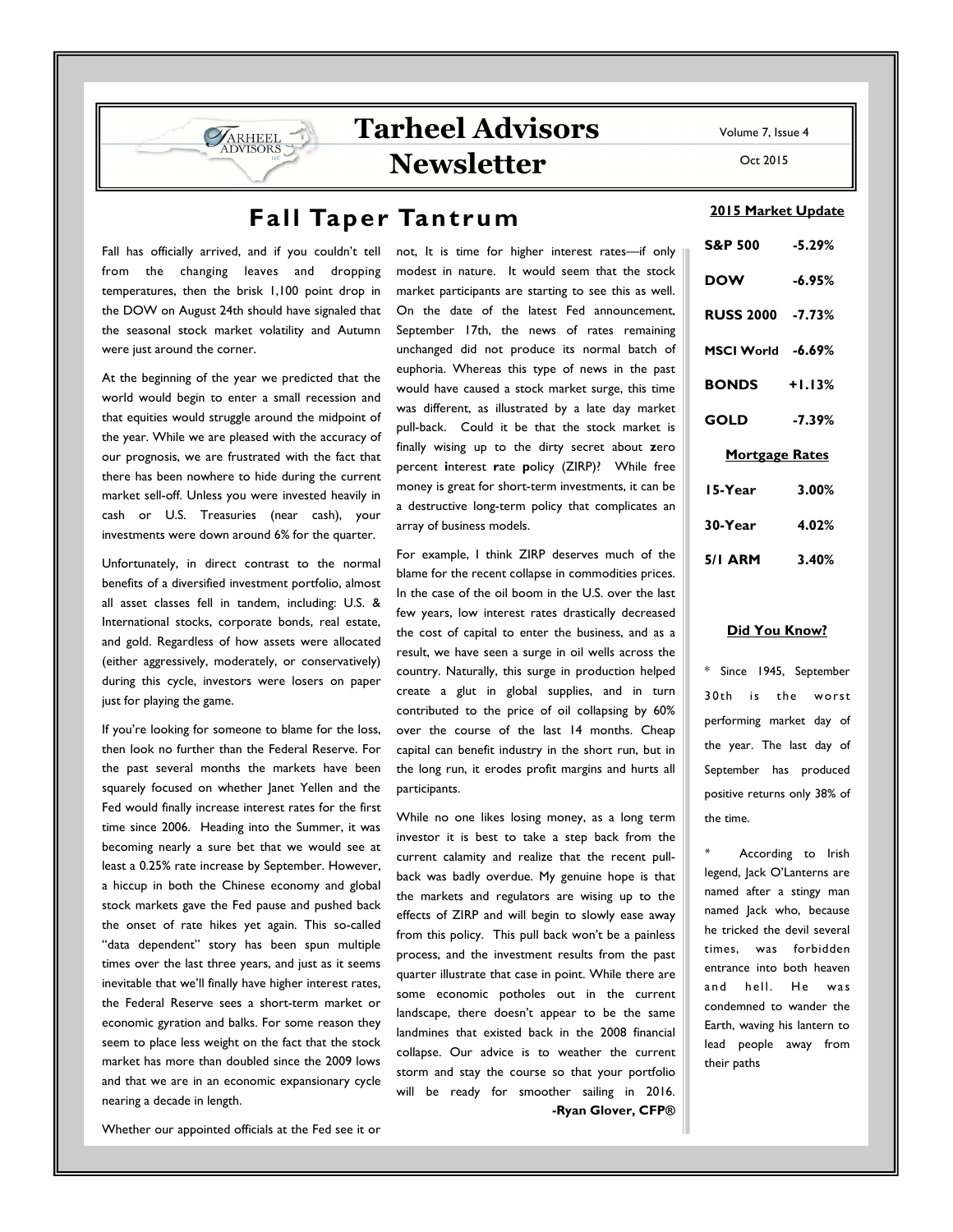# Tarheel Advisors Newsletter

Volume 7, Issue 4

Oct 2015

## Fall Taper Tantrum

Fall has officially arrived, and if you couldn't tell from the changing leaves and dropping temperatures, then the brisk 1,100 point drop in the DOW on August 24th should have signaled that the seasonal stock market volatility and Autumn were just around the corner.

At the beginning of the year we predicted that the world would begin to enter a small recession and that equities would struggle around the midpoint of the year. While we are pleased with the accuracy of our prognosis, we are frustrated with the fact that there has been nowhere to hide during the current market sell-off. Unless you were invested heavily in cash or U.S. Treasuries (near cash), your investments were down around 6% for the quarter.

Unfortunately, in direct contrast to the normal benefits of a diversified investment portfolio, almost all asset classes fell in tandem, including: U.S. & International stocks, corporate bonds, real estate, and gold. Regardless of how assets were allocated (either aggressively, moderately, or conservatively) during this cycle, investors were losers on paper just for playing the game.

If you're looking for someone to blame for the loss, then look no further than the Federal Reserve. For the past several months the markets have been squarely focused on whether Janet Yellen and the Fed would finally increase interest rates for the first time since 2006. Heading into the Summer, it was becoming nearly a sure bet that we would see at least a 0.25% rate increase by September. However, a hiccup in both the Chinese economy and global stock markets gave the Fed pause and pushed back the onset of rate hikes yet again. This so-called "data dependent" story has been spun multiple times over the last three years, and just as it seems inevitable that we'll finally have higher interest rates, the Federal Reserve sees a short-term market or economic gyration and balks. For some reason they seem to place less weight on the fact that the stock market has more than doubled since the 2009 lows and that we are in an economic expansionary cycle nearing a decade in length.

Whether our appointed officials at the Fed see it or not, It is time for higher interest rates—if only modest in nature. It would seem that the stock market participants are starting to see this as well. On the date of the latest Fed announcement, September 17th, the news of rates remaining unchanged did not produce its normal batch of euphoria. Whereas this type of news in the past would have caused a stock market surge, this time was different, as illustrated by a late day market pull-back. Could it be that the stock market is finally wising up to the dirty secret about **z**ero percent **i**nterest **r**ate **p**olicy (ZIRP)? While free money is great for short-term investments, it can be a destructive long-term policy that complicates an array of business models.

For example, I think ZIRP deserves much of the blame for the recent collapse in commodities prices. In the case of the oil boom in the U.S. over the last few years, low interest rates drastically decreased the cost of capital to enter the business, and as a result, we have seen a surge in oil wells across the country. Naturally, this surge in production helped create a glut in global supplies, and in turn contributed to the price of oil collapsing by 60% over the course of the last 14 months. Cheap capital can benefit industry in the short run, but in the long run, it erodes profit margins and hurts all participants.

While no one likes losing money, as a long term investor it is best to take a step back from the current calamity and realize that the recent pull-back was badly overdue. My genuine hope is that the markets and regulators are wising up to the effects of ZIRP and will begin to slowly ease away from this policy. This pull back won't be a painless process, and the investment results from the past quarter illustrate that case in point. While there are some economic potholes out in the current landscape, there doesn't appear to be the same landmines that existed back in the 2008 financial collapse. Our advice is to weather the current storm and stay the course so that your portfolio will be ready for smoother sailing in 2016.

**-Ryan Glover, CFP®**

### 2015 Market Update

| | |
|---|---|
| **S&P 500** | **-5.29%** |
| **DOW** | **-6.95%** |
| **RUSS 2000** | **-7.73%** |
| **MSCI World** | **-6.69%** |
| **BONDS** | **+1.13%** |
| **GOLD** | **-7.39%** |

### Mortgage Rates

| | |
|---|---|
| **15-Year** | **3.00%** |
| **30-Year** | **4.02%** |
| **5/1 ARM** | **3.40%** |

### Did You Know?

* Since 1945, September 30th is the worst performing market day of the year. The last day of September has produced positive returns only 38% of the time.

* According to Irish legend, Jack O'Lanterns are named after a stingy man named Jack who, because he tricked the devil several times, was forbidden entrance into both heaven and hell. He was condemned to wander the Earth, waving his lantern to lead people away from their paths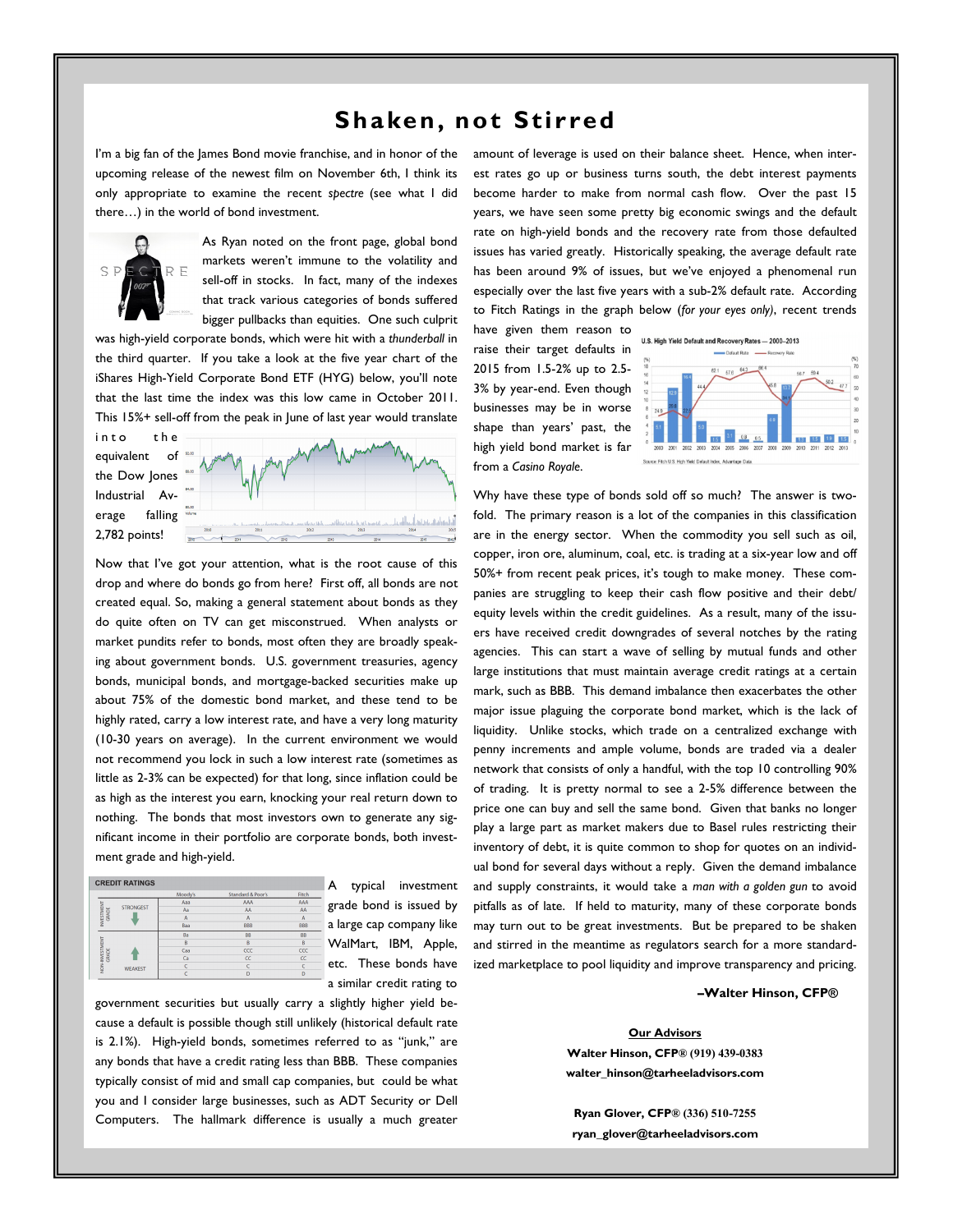# Shaken, not Stirred

I'm a big fan of the James Bond movie franchise, and in honor of the upcoming release of the newest film on November 6th, I think its only appropriate to examine the recent *spectre* (see what I did there…) in the world of bond investment.

As Ryan noted on the front page, global bond markets weren't immune to the volatility and sell-off in stocks. In fact, many of the indexes that track various categories of bonds suffered bigger pullbacks than equities. One such culprit was high-yield corporate bonds, which were hit with a *thunderball* in the third quarter. If you take a look at the five year chart of the iShares High-Yield Corporate Bond ETF (HYG) below, you'll note that the last time the index was this low came in October 2011. This 15%+ sell-off from the peak in June of last year would translate into the equivalent of the Dow Jones Industrial Average falling 2,782 points!

Now that I've got your attention, what is the root cause of this drop and where do bonds go from here? First off, all bonds are not created equal. So, making a general statement about bonds as they do quite often on TV can get misconstrued. When analysts or market pundits refer to bonds, most often they are broadly speaking about government bonds. U.S. government treasuries, agency bonds, municipal bonds, and mortgage-backed securities make up about 75% of the domestic bond market, and these tend to be highly rated, carry a low interest rate, and have a very long maturity (10-30 years on average). In the current environment we would not recommend you lock in such a low interest rate (sometimes as little as 2-3% can be expected) for that long, since inflation could be as high as the interest you earn, knocking your real return down to nothing. The bonds that most investors own to generate any significant income in their portfolio are corporate bonds, both investment grade and high-yield.

CREDIT RATINGS

| | | Moody's | Standard & Poor's | Fitch |
|---|---|---|---|---|
| INVESTMENT GRADE | STRONGEST | Aaa | AAA | AAA |
| | | Aa | AA | AA |
| | | A | A | A |
| | | Baa | BBB | BBB |
| NON-INVESTMENT GRADE | | Ba | BB | BB |
| | | B | B | B |
| | | Caa | CCC | CCC |
| | | Ca | CC | CC |
| | | C | C | C |
| | WEAKEST | C | D | D |

A typical investment grade bond is issued by a large cap company like WalMart, IBM, Apple, etc. These bonds have a similar credit rating to government securities but usually carry a slightly higher yield because a default is possible though still unlikely (historical default rate is 2.1%). High-yield bonds, sometimes referred to as "junk," are any bonds that have a credit rating less than BBB. These companies typically consist of mid and small cap companies, but could be what you and I consider large businesses, such as ADT Security or Dell Computers. The hallmark difference is usually a much greater amount of leverage is used on their balance sheet. Hence, when interest rates go up or business turns south, the debt interest payments become harder to make from normal cash flow. Over the past 15 years, we have seen some pretty big economic swings and the default rate on high-yield bonds and the recovery rate from those defaulted issues has varied greatly. Historically speaking, the average default rate has been around 9% of issues, but we've enjoyed a phenomenal run especially over the last five years with a sub-2% default rate. According to Fitch Ratings in the graph below (*for your eyes only*), recent trends have given them reason to raise their target defaults in 2015 from 1.5-2% up to 2.5-3% by year-end. Even though businesses may be in worse shape than years' past, the high yield bond market is far from a *Casino Royale*.

U.S. High Yield Default and Recovery Rates — 2000–2013

Default Rate — Recovery Rate

Source: Fitch U.S. High Yield Default Index, Advantage Data.

Why have these type of bonds sold off so much? The answer is two-fold. The primary reason is a lot of the companies in this classification are in the energy sector. When the commodity you sell such as oil, copper, iron ore, aluminum, coal, etc. is trading at a six-year low and off 50%+ from recent peak prices, it's tough to make money. These companies are struggling to keep their cash flow positive and their debt/equity levels within the credit guidelines. As a result, many of the issuers have received credit downgrades of several notches by the rating agencies. This can start a wave of selling by mutual funds and other large institutions that must maintain average credit ratings at a certain mark, such as BBB. This demand imbalance then exacerbates the other major issue plaguing the corporate bond market, which is the lack of liquidity. Unlike stocks, which trade on a centralized exchange with penny increments and ample volume, bonds are traded via a dealer network that consists of only a handful, with the top 10 controlling 90% of trading. It is pretty normal to see a 2-5% difference between the price one can buy and sell the same bond. Given that banks no longer play a large part as market makers due to Basel rules restricting their inventory of debt, it is quite common to shop for quotes on an individual bond for several days without a reply. Given the demand imbalance and supply constraints, it would take a *man with a golden gun* to avoid pitfalls as of late. If held to maturity, many of these corporate bonds may turn out to be great investments. But be prepared to be shaken and stirred in the meantime as regulators search for a more standardized marketplace to pool liquidity and improve transparency and pricing.

**–Walter Hinson, CFP®**

**Our Advisors**

**Walter Hinson, CFP® (919) 439-0383**
**walter_hinson@tarheeladvisors.com**

**Ryan Glover, CFP® (336) 510-7255**
**ryan_glover@tarheeladvisors.com**